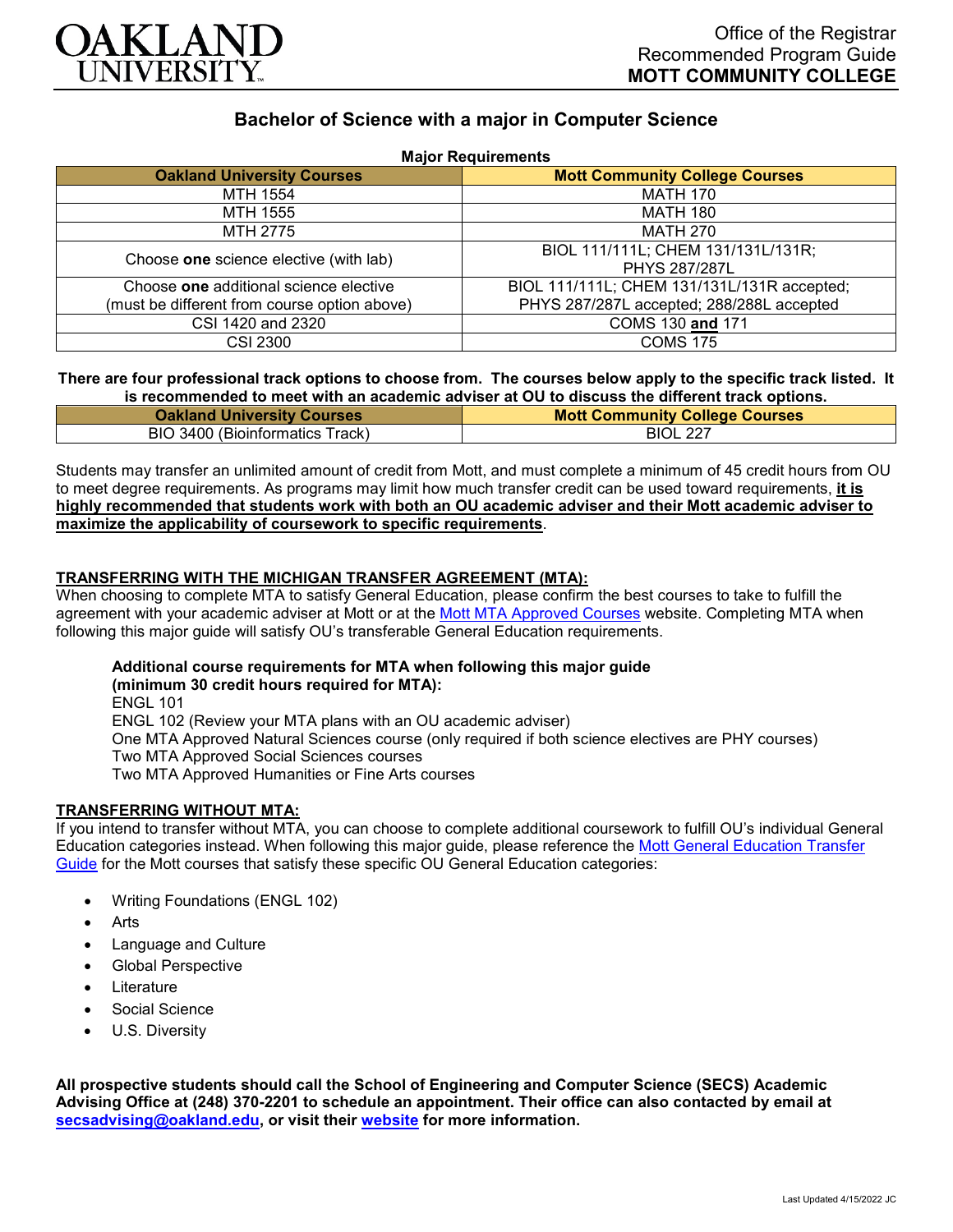Office of the Registrar
Recommended Program Guide
**MOTT COMMUNITY COLLEGE**

# Bachelor of Science with a major in Computer Science

**Major Requirements**

| Oakland University Courses | Mott Community College Courses |
|---|---|
| MTH 1554 | MATH 170 |
| MTH 1555 | MATH 180 |
| MTH 2775 | MATH 270 |
| Choose **one** science elective (with lab) | BIOL 111/111L; CHEM 131/131L/131R; PHYS 287/287L |
| Choose **one** additional science elective (must be different from course option above) | BIOL 111/111L; CHEM 131/131L/131R accepted; PHYS 287/287L accepted; 288/288L accepted |
| CSI 1420 and 2320 | COMS 130 **and** 171 |
| CSI 2300 | COMS 175 |

**There are four professional track options to choose from. The courses below apply to the specific track listed. It is recommended to meet with an academic adviser at OU to discuss the different track options.**

| Oakland University Courses | Mott Community College Courses |
|---|---|
| BIO 3400 (Bioinformatics Track) | BIOL 227 |

Students may transfer an unlimited amount of credit from Mott, and must complete a minimum of 45 credit hours from OU to meet degree requirements. As programs may limit how much transfer credit can be used toward requirements, **it is highly recommended that students work with both an OU academic adviser and their Mott academic adviser to maximize the applicability of coursework to specific requirements**.

**TRANSFERRING WITH THE MICHIGAN TRANSFER AGREEMENT (MTA):**

When choosing to complete MTA to satisfy General Education, please confirm the best courses to take to fulfill the agreement with your academic adviser at Mott or at the Mott MTA Approved Courses website. Completing MTA when following this major guide will satisfy OU's transferable General Education requirements.

**Additional course requirements for MTA when following this major guide (minimum 30 credit hours required for MTA):**

ENGL 101
ENGL 102 (Review your MTA plans with an OU academic adviser)
One MTA Approved Natural Sciences course (only required if both science electives are PHY courses)
Two MTA Approved Social Sciences courses
Two MTA Approved Humanities or Fine Arts courses

**TRANSFERRING WITHOUT MTA:**

If you intend to transfer without MTA, you can choose to complete additional coursework to fulfill OU's individual General Education categories instead. When following this major guide, please reference the Mott General Education Transfer Guide for the Mott courses that satisfy these specific OU General Education categories:

- Writing Foundations (ENGL 102)
- Arts
- Language and Culture
- Global Perspective
- Literature
- Social Science
- U.S. Diversity

**All prospective students should call the School of Engineering and Computer Science (SECS) Academic Advising Office at (248) 370-2201 to schedule an appointment. Their office can also contacted by email at secsadvising@oakland.edu, or visit their website for more information.**

Last Updated 4/15/2022 JC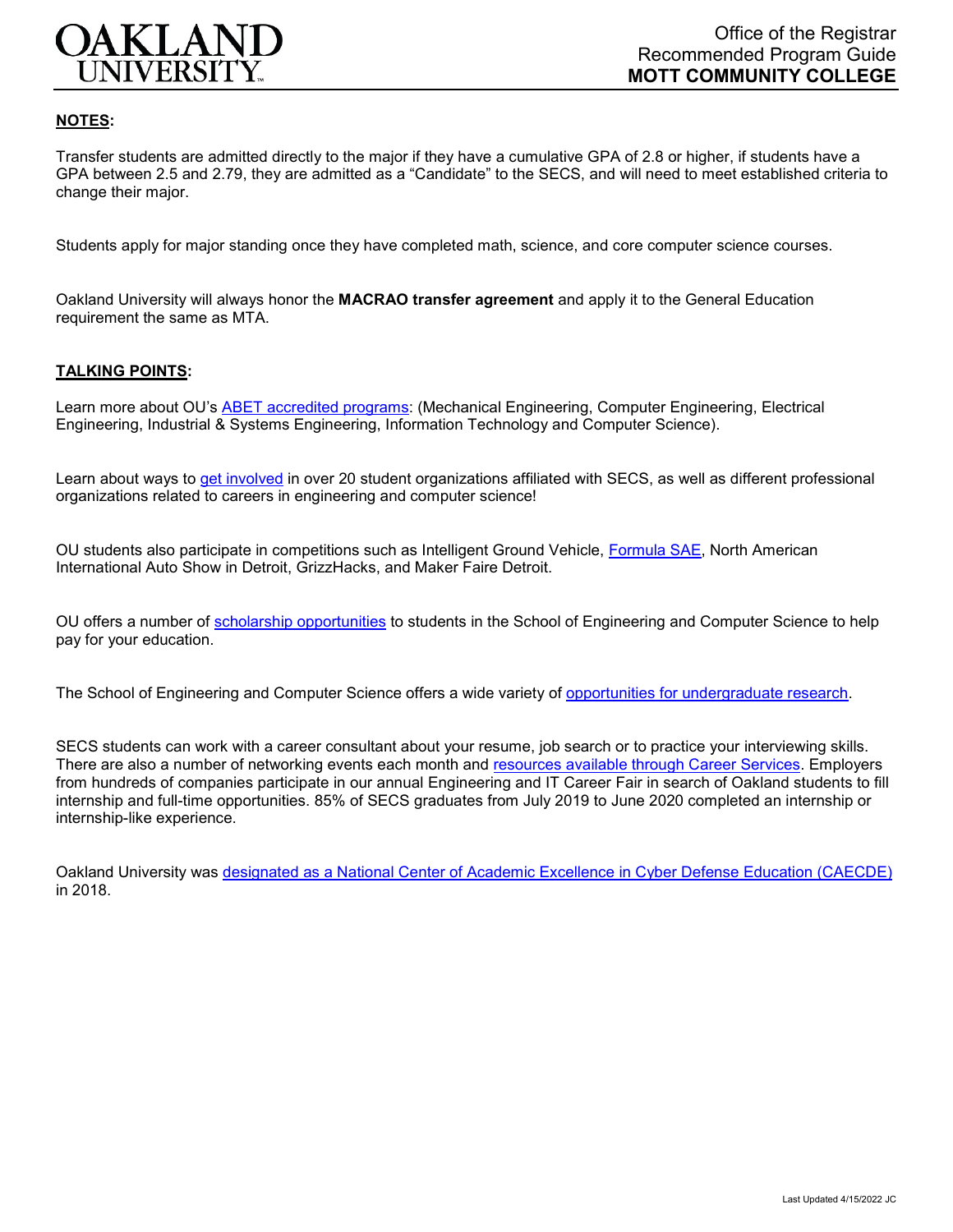**NOTES:**

Transfer students are admitted directly to the major if they have a cumulative GPA of 2.8 or higher, if students have a GPA between 2.5 and 2.79, they are admitted as a "Candidate" to the SECS, and will need to meet established criteria to change their major.

Students apply for major standing once they have completed math, science, and core computer science courses.

Oakland University will always honor the **MACRAO transfer agreement** and apply it to the General Education requirement the same as MTA.

**TALKING POINTS:**

Learn more about OU's ABET accredited programs: (Mechanical Engineering, Computer Engineering, Electrical Engineering, Industrial & Systems Engineering, Information Technology and Computer Science).

Learn about ways to get involved in over 20 student organizations affiliated with SECS, as well as different professional organizations related to careers in engineering and computer science!

OU students also participate in competitions such as Intelligent Ground Vehicle, Formula SAE, North American International Auto Show in Detroit, GrizzHacks, and Maker Faire Detroit.

OU offers a number of scholarship opportunities to students in the School of Engineering and Computer Science to help pay for your education.

The School of Engineering and Computer Science offers a wide variety of opportunities for undergraduate research.

SECS students can work with a career consultant about your resume, job search or to practice your interviewing skills. There are also a number of networking events each month and resources available through Career Services. Employers from hundreds of companies participate in our annual Engineering and IT Career Fair in search of Oakland students to fill internship and full-time opportunities. 85% of SECS graduates from July 2019 to June 2020 completed an internship or internship-like experience.

Oakland University was designated as a National Center of Academic Excellence in Cyber Defense Education (CAECDE) in 2018.